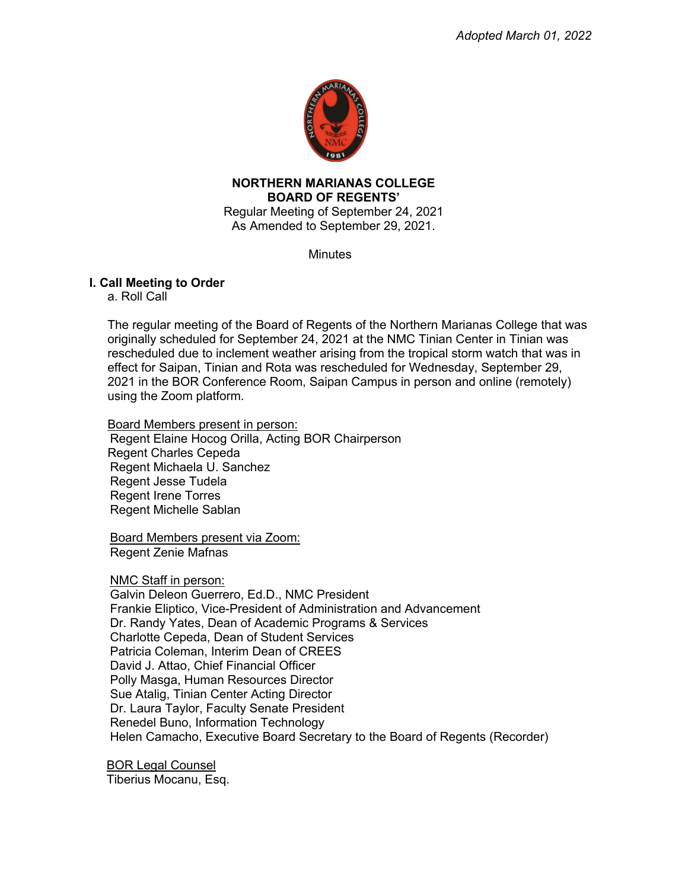*Adopted March 01, 2022*

**NORTHERN MARIANAS COLLEGE**
**BOARD OF REGENTS'**
Regular Meeting of September 24, 2021
As Amended to September 29, 2021.

Minutes

## I. Call Meeting to Order

a. Roll Call

The regular meeting of the Board of Regents of the Northern Marianas College that was originally scheduled for September 24, 2021 at the NMC Tinian Center in Tinian was rescheduled due to inclement weather arising from the tropical storm watch that was in effect for Saipan, Tinian and Rota was rescheduled for Wednesday, September 29, 2021 in the BOR Conference Room, Saipan Campus in person and online (remotely) using the Zoom platform.

<u>Board Members present in person:</u>
Regent Elaine Hocog Orilla, Acting BOR Chairperson
Regent Charles Cepeda
Regent Michaela U. Sanchez
Regent Jesse Tudela
Regent Irene Torres
Regent Michelle Sablan

<u>Board Members present via Zoom:</u>
Regent Zenie Mafnas

<u>NMC Staff in person:</u>
Galvin Deleon Guerrero, Ed.D., NMC President
Frankie Eliptico, Vice-President of Administration and Advancement
Dr. Randy Yates, Dean of Academic Programs & Services
Charlotte Cepeda, Dean of Student Services
Patricia Coleman, Interim Dean of CREES
David J. Attao, Chief Financial Officer
Polly Masga, Human Resources Director
Sue Atalig, Tinian Center Acting Director
Dr. Laura Taylor, Faculty Senate President
Renedel Buno, Information Technology
Helen Camacho, Executive Board Secretary to the Board of Regents (Recorder)

<u>BOR Legal Counsel</u>
Tiberius Mocanu, Esq.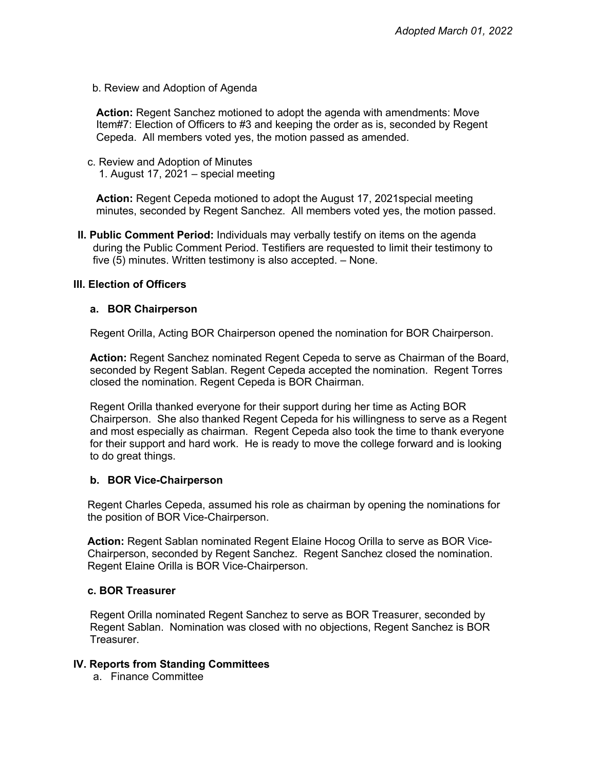*Adopted March 01, 2022*

b. Review and Adoption of Agenda

**Action:** Regent Sanchez motioned to adopt the agenda with amendments: Move Item#7: Election of Officers to #3 and keeping the order as is, seconded by Regent Cepeda. All members voted yes, the motion passed as amended.

c. Review and Adoption of Minutes
1. August 17, 2021 – special meeting

**Action:** Regent Cepeda motioned to adopt the August 17, 2021special meeting minutes, seconded by Regent Sanchez. All members voted yes, the motion passed.

**II. Public Comment Period:** Individuals may verbally testify on items on the agenda during the Public Comment Period. Testifiers are requested to limit their testimony to five (5) minutes. Written testimony is also accepted. – None.

### III. Election of Officers

#### a. BOR Chairperson

Regent Orilla, Acting BOR Chairperson opened the nomination for BOR Chairperson.

**Action:** Regent Sanchez nominated Regent Cepeda to serve as Chairman of the Board, seconded by Regent Sablan. Regent Cepeda accepted the nomination. Regent Torres closed the nomination. Regent Cepeda is BOR Chairman.

Regent Orilla thanked everyone for their support during her time as Acting BOR Chairperson. She also thanked Regent Cepeda for his willingness to serve as a Regent and most especially as chairman. Regent Cepeda also took the time to thank everyone for their support and hard work. He is ready to move the college forward and is looking to do great things.

#### b. BOR Vice-Chairperson

Regent Charles Cepeda, assumed his role as chairman by opening the nominations for the position of BOR Vice-Chairperson.

**Action:** Regent Sablan nominated Regent Elaine Hocog Orilla to serve as BOR Vice-Chairperson, seconded by Regent Sanchez. Regent Sanchez closed the nomination. Regent Elaine Orilla is BOR Vice-Chairperson.

#### c. BOR Treasurer

Regent Orilla nominated Regent Sanchez to serve as BOR Treasurer, seconded by Regent Sablan. Nomination was closed with no objections, Regent Sanchez is BOR Treasurer.

### IV. Reports from Standing Committees

a. Finance Committee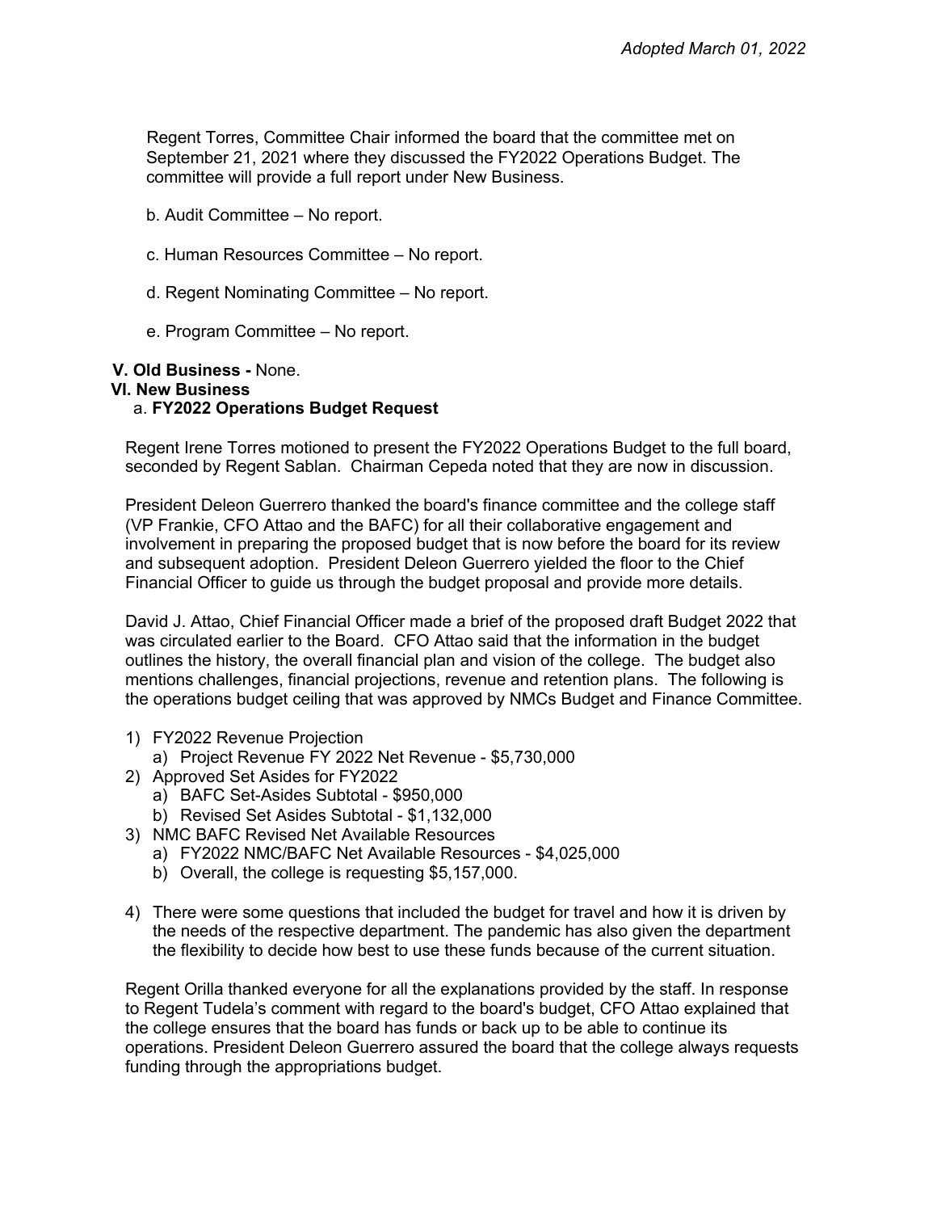*Adopted March 01, 2022*

Regent Torres, Committee Chair informed the board that the committee met on September 21, 2021 where they discussed the FY2022 Operations Budget. The committee will provide a full report under New Business.

b. Audit Committee – No report.

c. Human Resources Committee – No report.

d. Regent Nominating Committee – No report.

e. Program Committee – No report.

**V. Old Business -** None.

**VI. New Business**

a. **FY2022 Operations Budget Request**

Regent Irene Torres motioned to present the FY2022 Operations Budget to the full board, seconded by Regent Sablan. Chairman Cepeda noted that they are now in discussion.

President Deleon Guerrero thanked the board's finance committee and the college staff (VP Frankie, CFO Attao and the BAFC) for all their collaborative engagement and involvement in preparing the proposed budget that is now before the board for its review and subsequent adoption. President Deleon Guerrero yielded the floor to the Chief Financial Officer to guide us through the budget proposal and provide more details.

David J. Attao, Chief Financial Officer made a brief of the proposed draft Budget 2022 that was circulated earlier to the Board. CFO Attao said that the information in the budget outlines the history, the overall financial plan and vision of the college. The budget also mentions challenges, financial projections, revenue and retention plans. The following is the operations budget ceiling that was approved by NMCs Budget and Finance Committee.

1) FY2022 Revenue Projection
   a) Project Revenue FY 2022 Net Revenue - $5,730,000
2) Approved Set Asides for FY2022
   a) BAFC Set-Asides Subtotal - $950,000
   b) Revised Set Asides Subtotal - $1,132,000
3) NMC BAFC Revised Net Available Resources
   a) FY2022 NMC/BAFC Net Available Resources - $4,025,000
   b) Overall, the college is requesting $5,157,000.
4) There were some questions that included the budget for travel and how it is driven by the needs of the respective department. The pandemic has also given the department the flexibility to decide how best to use these funds because of the current situation.

Regent Orilla thanked everyone for all the explanations provided by the staff. In response to Regent Tudela's comment with regard to the board's budget, CFO Attao explained that the college ensures that the board has funds or back up to be able to continue its operations. President Deleon Guerrero assured the board that the college always requests funding through the appropriations budget.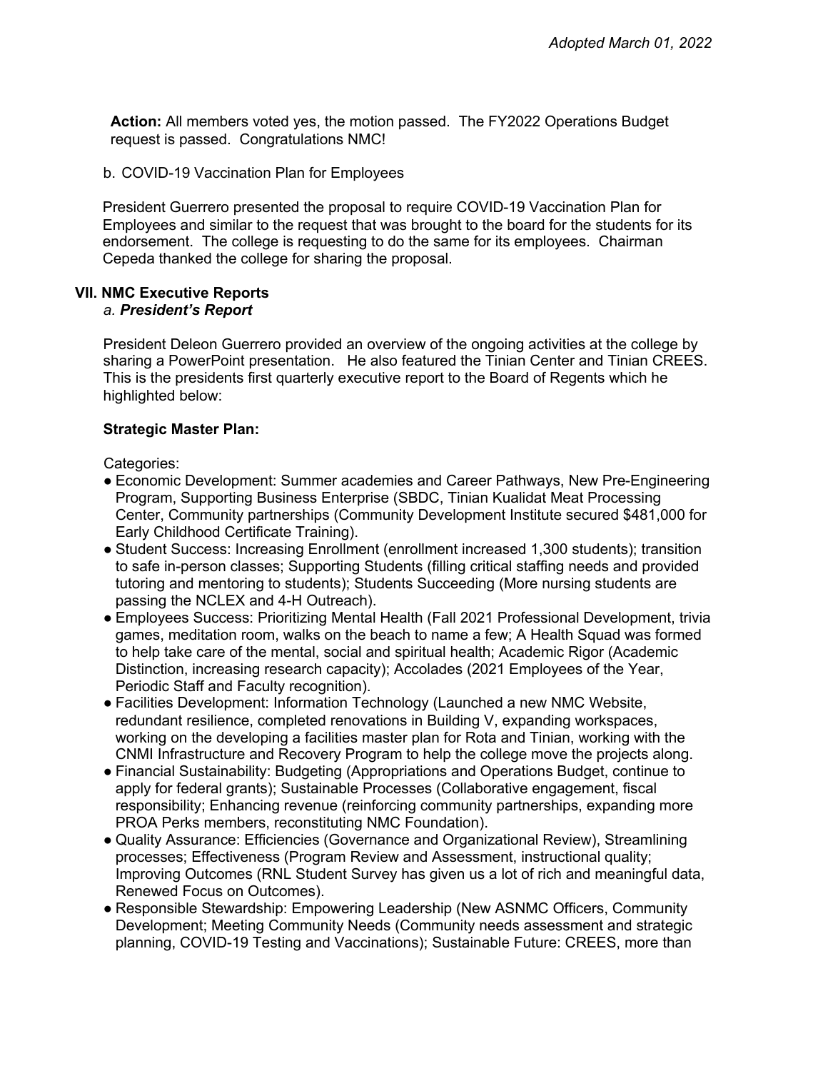**Action:** All members voted yes, the motion passed. The FY2022 Operations Budget request is passed. Congratulations NMC!

b. COVID-19 Vaccination Plan for Employees

President Guerrero presented the proposal to require COVID-19 Vaccination Plan for Employees and similar to the request that was brought to the board for the students for its endorsement. The college is requesting to do the same for its employees. Chairman Cepeda thanked the college for sharing the proposal.

### VII. NMC Executive Reports

*a. **President's Report***

President Deleon Guerrero provided an overview of the ongoing activities at the college by sharing a PowerPoint presentation. He also featured the Tinian Center and Tinian CREES. This is the presidents first quarterly executive report to the Board of Regents which he highlighted below:

**Strategic Master Plan:**

Categories:

- Economic Development: Summer academies and Career Pathways, New Pre-Engineering Program, Supporting Business Enterprise (SBDC, Tinian Kualidat Meat Processing Center, Community partnerships (Community Development Institute secured $481,000 for Early Childhood Certificate Training).
- Student Success: Increasing Enrollment (enrollment increased 1,300 students); transition to safe in-person classes; Supporting Students (filling critical staffing needs and provided tutoring and mentoring to students); Students Succeeding (More nursing students are passing the NCLEX and 4-H Outreach).
- Employees Success: Prioritizing Mental Health (Fall 2021 Professional Development, trivia games, meditation room, walks on the beach to name a few; A Health Squad was formed to help take care of the mental, social and spiritual health; Academic Rigor (Academic Distinction, increasing research capacity); Accolades (2021 Employees of the Year, Periodic Staff and Faculty recognition).
- Facilities Development: Information Technology (Launched a new NMC Website, redundant resilience, completed renovations in Building V, expanding workspaces, working on the developing a facilities master plan for Rota and Tinian, working with the CNMI Infrastructure and Recovery Program to help the college move the projects along.
- Financial Sustainability: Budgeting (Appropriations and Operations Budget, continue to apply for federal grants); Sustainable Processes (Collaborative engagement, fiscal responsibility; Enhancing revenue (reinforcing community partnerships, expanding more PROA Perks members, reconstituting NMC Foundation).
- Quality Assurance: Efficiencies (Governance and Organizational Review), Streamlining processes; Effectiveness (Program Review and Assessment, instructional quality; Improving Outcomes (RNL Student Survey has given us a lot of rich and meaningful data, Renewed Focus on Outcomes).
- Responsible Stewardship: Empowering Leadership (New ASNMC Officers, Community Development; Meeting Community Needs (Community needs assessment and strategic planning, COVID-19 Testing and Vaccinations); Sustainable Future: CREES, more than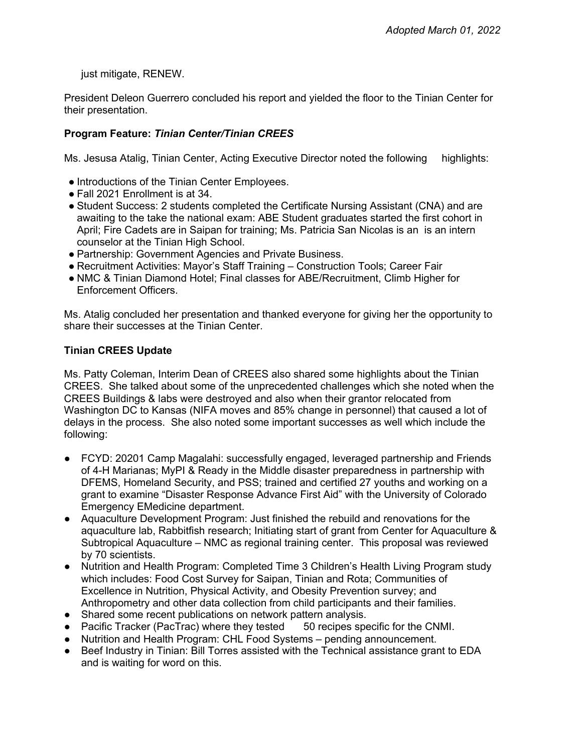just mitigate, RENEW.

President Deleon Guerrero concluded his report and yielded the floor to the Tinian Center for their presentation.

**Program Feature: *Tinian Center/Tinian CREES***

Ms. Jesusa Atalig, Tinian Center, Acting Executive Director noted the following highlights:

- Introductions of the Tinian Center Employees.
- Fall 2021 Enrollment is at 34.
- Student Success: 2 students completed the Certificate Nursing Assistant (CNA) and are awaiting to the take the national exam: ABE Student graduates started the first cohort in April; Fire Cadets are in Saipan for training; Ms. Patricia San Nicolas is an is an intern counselor at the Tinian High School.
- Partnership: Government Agencies and Private Business.
- Recruitment Activities: Mayor's Staff Training – Construction Tools; Career Fair
- NMC & Tinian Diamond Hotel; Final classes for ABE/Recruitment, Climb Higher for Enforcement Officers.

Ms. Atalig concluded her presentation and thanked everyone for giving her the opportunity to share their successes at the Tinian Center.

**Tinian CREES Update**

Ms. Patty Coleman, Interim Dean of CREES also shared some highlights about the Tinian CREES. She talked about some of the unprecedented challenges which she noted when the CREES Buildings & labs were destroyed and also when their grantor relocated from Washington DC to Kansas (NIFA moves and 85% change in personnel) that caused a lot of delays in the process. She also noted some important successes as well which include the following:

- FCYD: 20201 Camp Magalahi: successfully engaged, leveraged partnership and Friends of 4-H Marianas; MyPI & Ready in the Middle disaster preparedness in partnership with DFEMS, Homeland Security, and PSS; trained and certified 27 youths and working on a grant to examine "Disaster Response Advance First Aid" with the University of Colorado Emergency EMedicine department.
- Aquaculture Development Program: Just finished the rebuild and renovations for the aquaculture lab, Rabbitfish research; Initiating start of grant from Center for Aquaculture & Subtropical Aquaculture – NMC as regional training center. This proposal was reviewed by 70 scientists.
- Nutrition and Health Program: Completed Time 3 Children's Health Living Program study which includes: Food Cost Survey for Saipan, Tinian and Rota; Communities of Excellence in Nutrition, Physical Activity, and Obesity Prevention survey; and Anthropometry and other data collection from child participants and their families.
- Shared some recent publications on network pattern analysis.
- Pacific Tracker (PacTrac) where they tested 50 recipes specific for the CNMI.
- Nutrition and Health Program: CHL Food Systems – pending announcement.
- Beef Industry in Tinian: Bill Torres assisted with the Technical assistance grant to EDA and is waiting for word on this.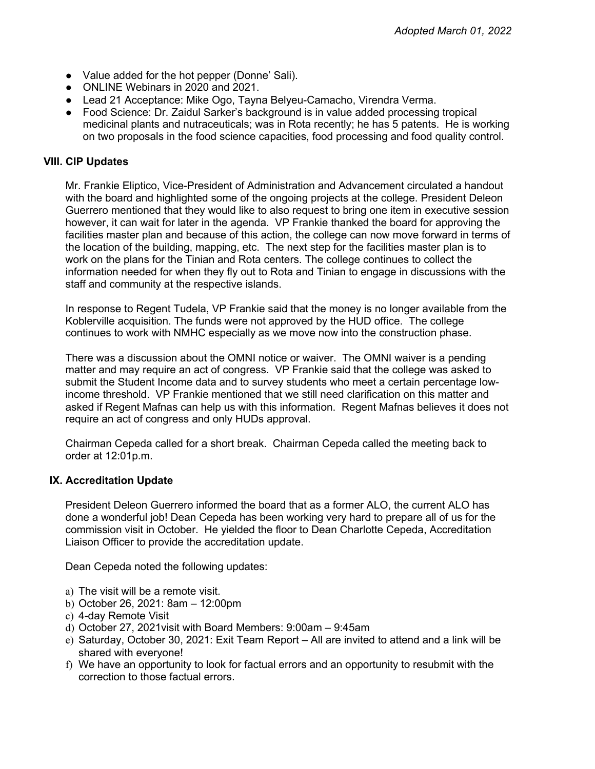*Adopted March 01, 2022*

- Value added for the hot pepper (Donne' Sali).
- ONLINE Webinars in 2020 and 2021.
- Lead 21 Acceptance: Mike Ogo, Tayna Belyeu-Camacho, Virendra Verma.
- Food Science: Dr. Zaidul Sarker's background is in value added processing tropical medicinal plants and nutraceuticals; was in Rota recently; he has 5 patents. He is working on two proposals in the food science capacities, food processing and food quality control.

## VIII. CIP Updates

Mr. Frankie Eliptico, Vice-President of Administration and Advancement circulated a handout with the board and highlighted some of the ongoing projects at the college. President Deleon Guerrero mentioned that they would like to also request to bring one item in executive session however, it can wait for later in the agenda. VP Frankie thanked the board for approving the facilities master plan and because of this action, the college can now move forward in terms of the location of the building, mapping, etc. The next step for the facilities master plan is to work on the plans for the Tinian and Rota centers. The college continues to collect the information needed for when they fly out to Rota and Tinian to engage in discussions with the staff and community at the respective islands.

In response to Regent Tudela, VP Frankie said that the money is no longer available from the Koblerville acquisition. The funds were not approved by the HUD office. The college continues to work with NMHC especially as we move now into the construction phase.

There was a discussion about the OMNI notice or waiver. The OMNI waiver is a pending matter and may require an act of congress. VP Frankie said that the college was asked to submit the Student Income data and to survey students who meet a certain percentage low-income threshold. VP Frankie mentioned that we still need clarification on this matter and asked if Regent Mafnas can help us with this information. Regent Mafnas believes it does not require an act of congress and only HUDs approval.

Chairman Cepeda called for a short break. Chairman Cepeda called the meeting back to order at 12:01p.m.

## IX. Accreditation Update

President Deleon Guerrero informed the board that as a former ALO, the current ALO has done a wonderful job! Dean Cepeda has been working very hard to prepare all of us for the commission visit in October. He yielded the floor to Dean Charlotte Cepeda, Accreditation Liaison Officer to provide the accreditation update.

Dean Cepeda noted the following updates:

a) The visit will be a remote visit.
b) October 26, 2021: 8am – 12:00pm
c) 4-day Remote Visit
d) October 27, 2021visit with Board Members: 9:00am – 9:45am
e) Saturday, October 30, 2021: Exit Team Report – All are invited to attend and a link will be shared with everyone!
f) We have an opportunity to look for factual errors and an opportunity to resubmit with the correction to those factual errors.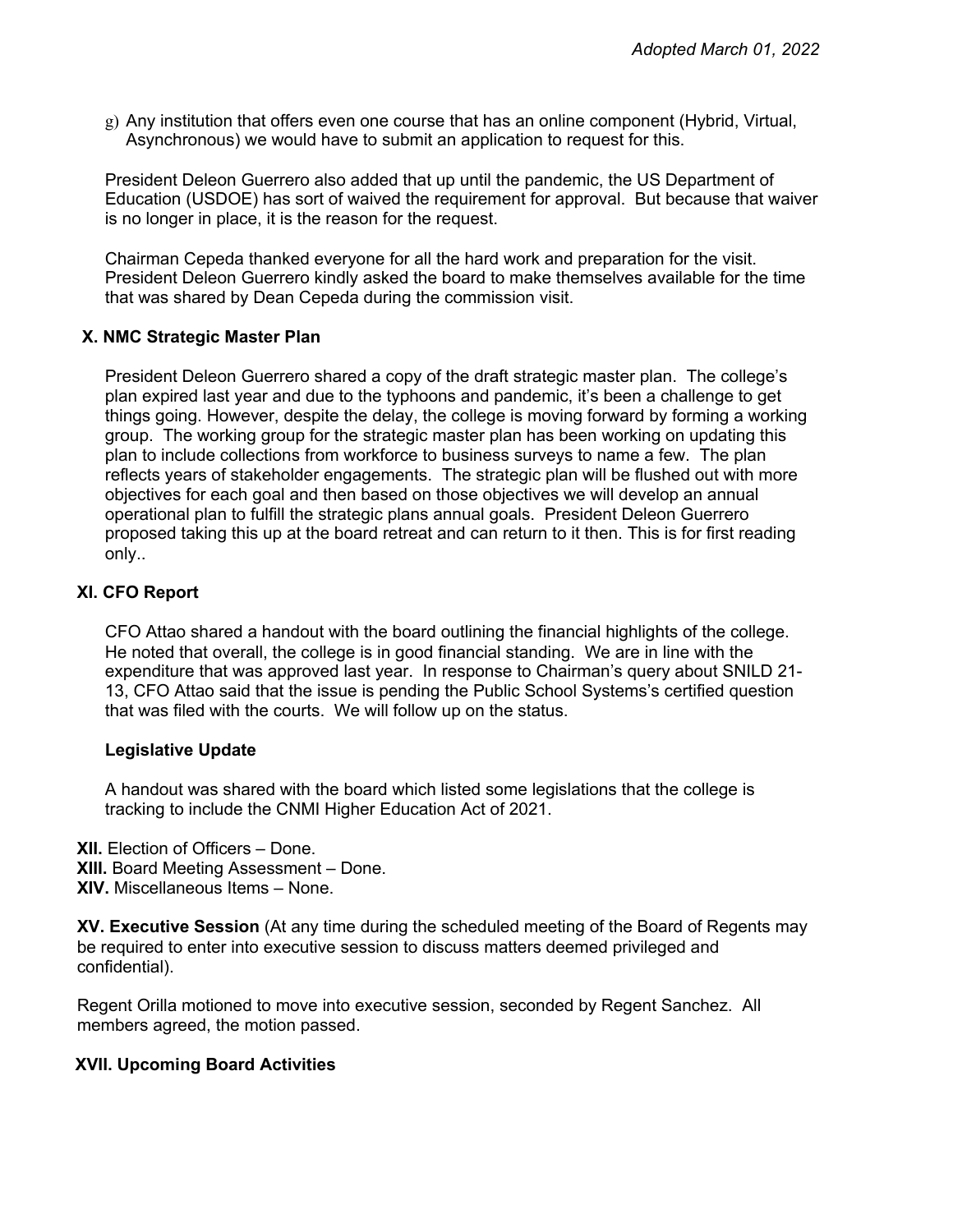g) Any institution that offers even one course that has an online component (Hybrid, Virtual, Asynchronous) we would have to submit an application to request for this.

President Deleon Guerrero also added that up until the pandemic, the US Department of Education (USDOE) has sort of waived the requirement for approval. But because that waiver is no longer in place, it is the reason for the request.

Chairman Cepeda thanked everyone for all the hard work and preparation for the visit. President Deleon Guerrero kindly asked the board to make themselves available for the time that was shared by Dean Cepeda during the commission visit.

## X. NMC Strategic Master Plan

President Deleon Guerrero shared a copy of the draft strategic master plan. The college's plan expired last year and due to the typhoons and pandemic, it's been a challenge to get things going. However, despite the delay, the college is moving forward by forming a working group. The working group for the strategic master plan has been working on updating this plan to include collections from workforce to business surveys to name a few. The plan reflects years of stakeholder engagements. The strategic plan will be flushed out with more objectives for each goal and then based on those objectives we will develop an annual operational plan to fulfill the strategic plans annual goals. President Deleon Guerrero proposed taking this up at the board retreat and can return to it then. This is for first reading only..

## XI. CFO Report

CFO Attao shared a handout with the board outlining the financial highlights of the college. He noted that overall, the college is in good financial standing. We are in line with the expenditure that was approved last year. In response to Chairman's query about SNILD 21-13, CFO Attao said that the issue is pending the Public School Systems's certified question that was filed with the courts. We will follow up on the status.

### Legislative Update

A handout was shared with the board which listed some legislations that the college is tracking to include the CNMI Higher Education Act of 2021.

**XII.** Election of Officers – Done.
**XIII.** Board Meeting Assessment – Done.
**XIV.** Miscellaneous Items – None.

**XV. Executive Session** (At any time during the scheduled meeting of the Board of Regents may be required to enter into executive session to discuss matters deemed privileged and confidential).

Regent Orilla motioned to move into executive session, seconded by Regent Sanchez. All members agreed, the motion passed.

## XVII. Upcoming Board Activities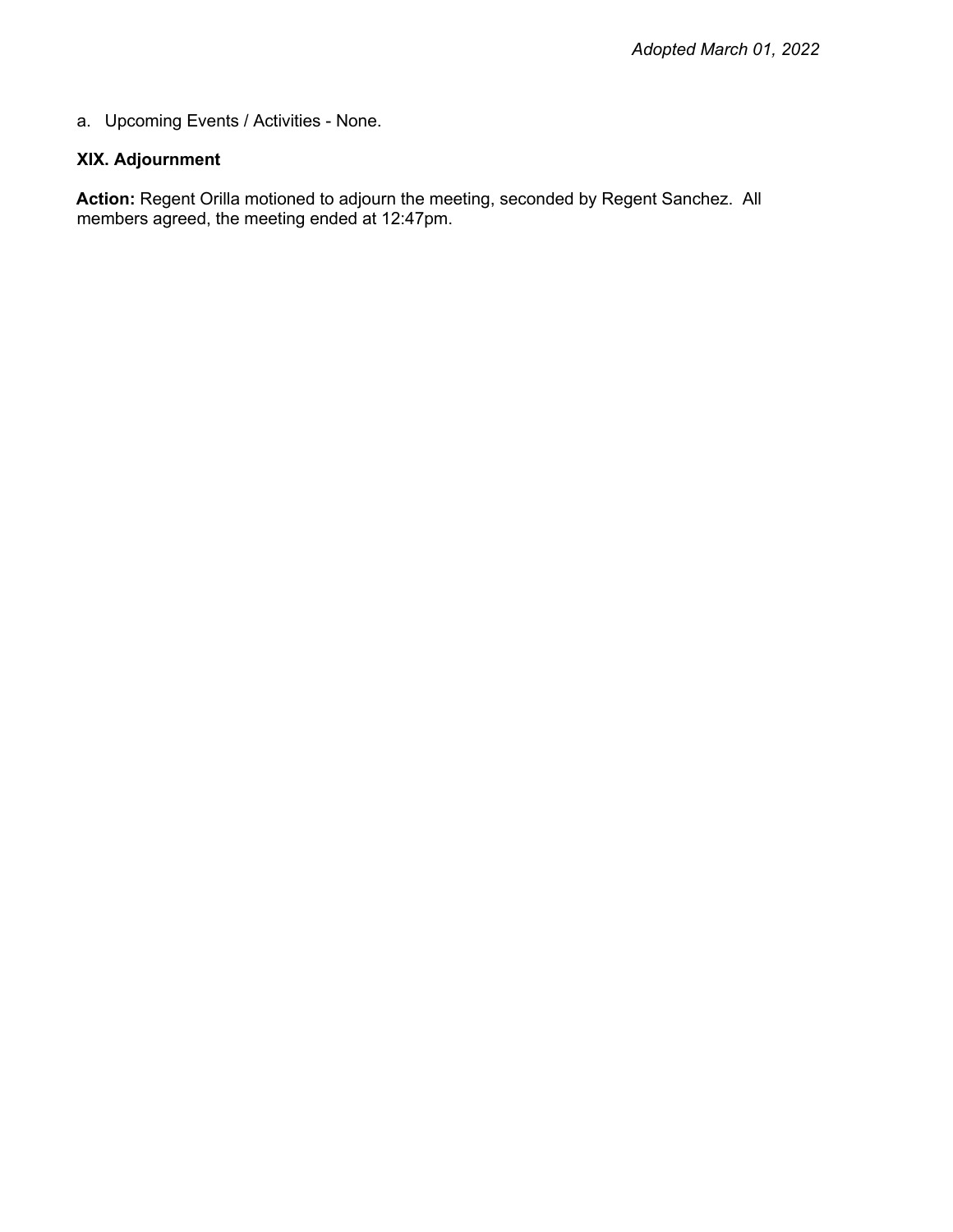a. Upcoming Events / Activities - None.

## XIX. Adjournment

**Action:** Regent Orilla motioned to adjourn the meeting, seconded by Regent Sanchez. All members agreed, the meeting ended at 12:47pm.